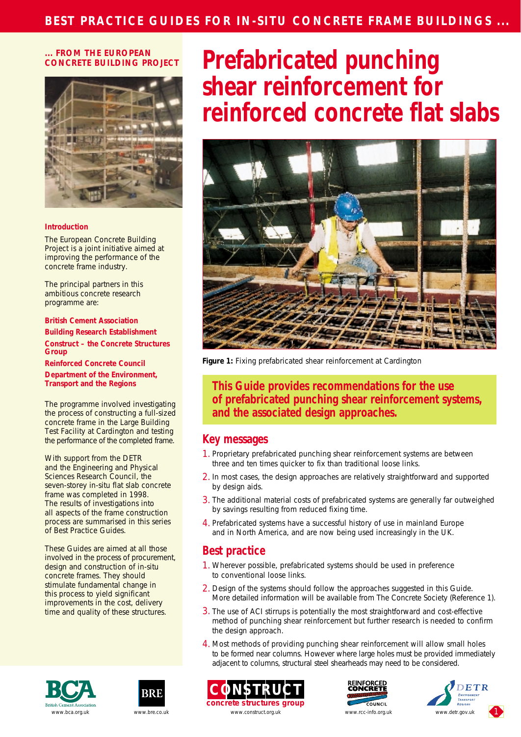# Prefabricated punching shear reinforcement for reinforced concrete flat slabs

**... FROM THE EUROPEAN CONCRETE BUILDING PROJECT**

### Introduction

The European Concrete Building Project is a joint initiative aimed at improving the performance of the concrete frame industry.

The principal partners in this ambitious concrete research programme are:

**British Cement Association**
**Building Research Establishment**
**Construct – the Concrete Structures Group**
**Reinforced Concrete Council**
**Department of the Environment, Transport and the Regions**

The programme involved investigating the process of constructing a full-sized concrete frame in the Large Building Test Facility at Cardington and testing the performance of the completed frame.

With support from the DETR and the Engineering and Physical Sciences Research Council, the seven-storey in-situ flat slab concrete frame was completed in 1998. The results of investigations into all aspects of the frame construction process are summarised in this series of Best Practice Guides.

These Guides are aimed at all those involved in the process of procurement, design and construction of in-situ concrete frames. They should stimulate fundamental change in this process to yield significant improvements in the cost, delivery time and quality of these structures.

**Figure 1:** Fixing prefabricated shear reinforcement at Cardington

**This Guide provides recommendations for the use of prefabricated punching shear reinforcement systems, and the associated design approaches.**

## Key messages

1. Proprietary prefabricated punching shear reinforcement systems are between three and ten times quicker to fix than traditional loose links.
2. In most cases, the design approaches are relatively straightforward and supported by design aids.
3. The additional material costs of prefabricated systems are generally far outweighed by savings resulting from reduced fixing time.
4. Prefabricated systems have a successful history of use in mainland Europe and in North America, and are now being used increasingly in the UK.

## Best practice

1. Wherever possible, prefabricated systems should be used in preference to conventional loose links.
2. Design of the systems should follow the approaches suggested in this Guide. More detailed information will be available from The Concrete Society (Reference 1).
3. The use of ACI stirrups is potentially the most straightforward and cost-effective method of punching shear reinforcement but further research is needed to confirm the design approach.
4. Most methods of providing punching shear reinforcement will allow small holes to be formed near columns. However where large holes must be provided immediately adjacent to columns, structural steel shearheads may need to be considered.

www.bca.org.uk www.bre.co.uk www.construct.org.uk www.rcc-info.org.uk www.detr.gov.uk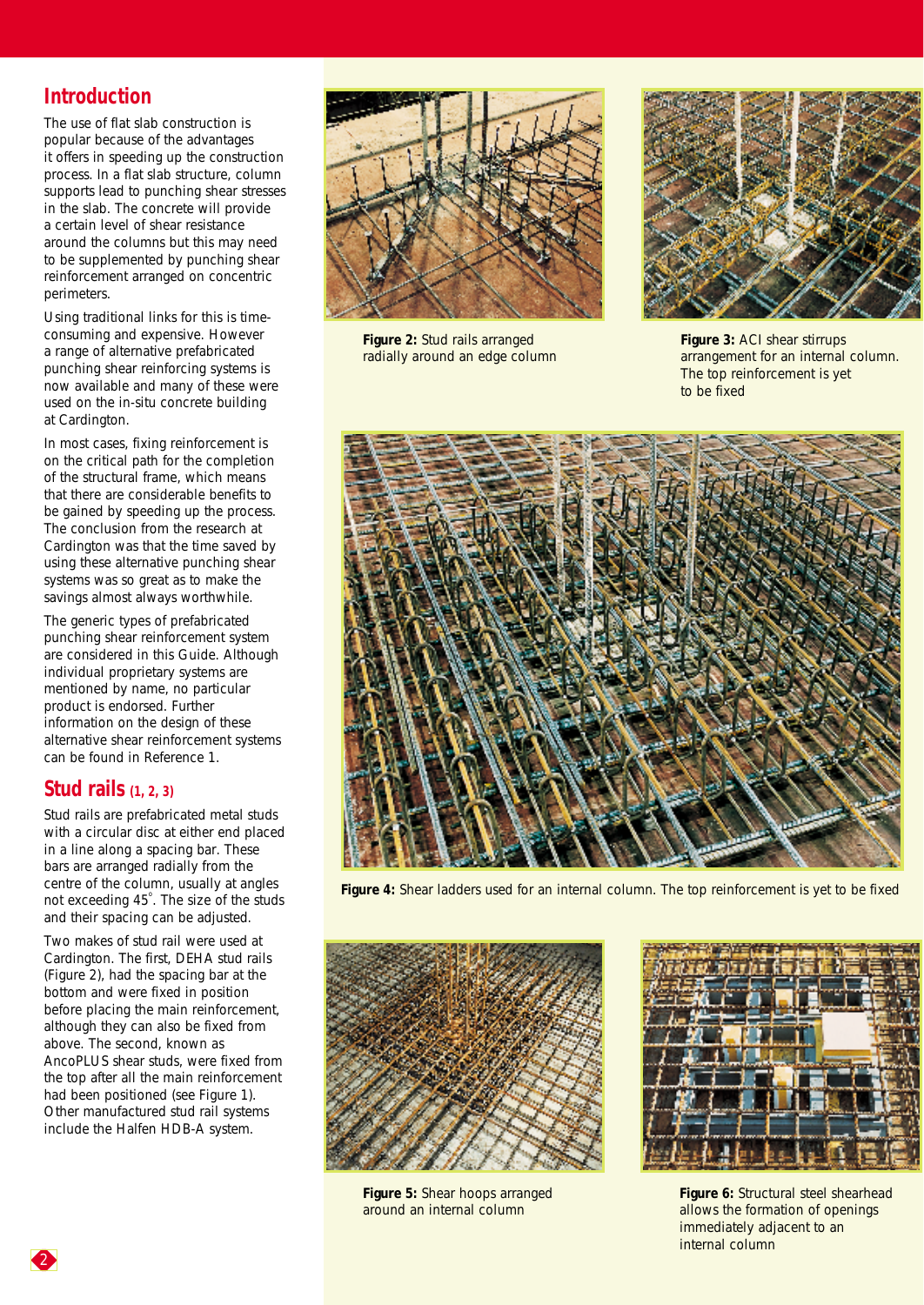## Introduction

The use of flat slab construction is popular because of the advantages it offers in speeding up the construction process. In a flat slab structure, column supports lead to punching shear stresses in the slab. The concrete will provide a certain level of shear resistance around the columns but this may need to be supplemented by punching shear reinforcement arranged on concentric perimeters.

Using traditional links for this is time-consuming and expensive. However a range of alternative prefabricated punching shear reinforcing systems is now available and many of these were used on the in-situ concrete building at Cardington.

In most cases, fixing reinforcement is on the critical path for the completion of the structural frame, which means that there are considerable benefits to be gained by speeding up the process. The conclusion from the research at Cardington was that the time saved by using these alternative punching shear systems was so great as to make the savings almost always worthwhile.

The generic types of prefabricated punching shear reinforcement system are considered in this Guide. Although individual proprietary systems are mentioned by name, no particular product is endorsed. Further information on the design of these alternative shear reinforcement systems can be found in Reference 1.

## Stud rails (1, 2, 3)

Stud rails are prefabricated metal studs with a circular disc at either end placed in a line along a spacing bar. These bars are arranged radially from the centre of the column, usually at angles not exceeding 45°. The size of the studs and their spacing can be adjusted.

Two makes of stud rail were used at Cardington. The first, DEHA stud rails (Figure 2), had the spacing bar at the bottom and were fixed in position before placing the main reinforcement, although they can also be fixed from above. The second, known as AncoPLUS shear studs, were fixed from the top after all the main reinforcement had been positioned (see Figure 1). Other manufactured stud rail systems include the Halfen HDB-A system.

**Figure 2:** Stud rails arranged radially around an edge column

**Figure 3:** ACI shear stirrups arrangement for an internal column. The top reinforcement is yet to be fixed

**Figure 4:** Shear ladders used for an internal column. The top reinforcement is yet to be fixed

**Figure 5:** Shear hoops arranged around an internal column

**Figure 6:** Structural steel shearhead allows the formation of openings immediately adjacent to an internal column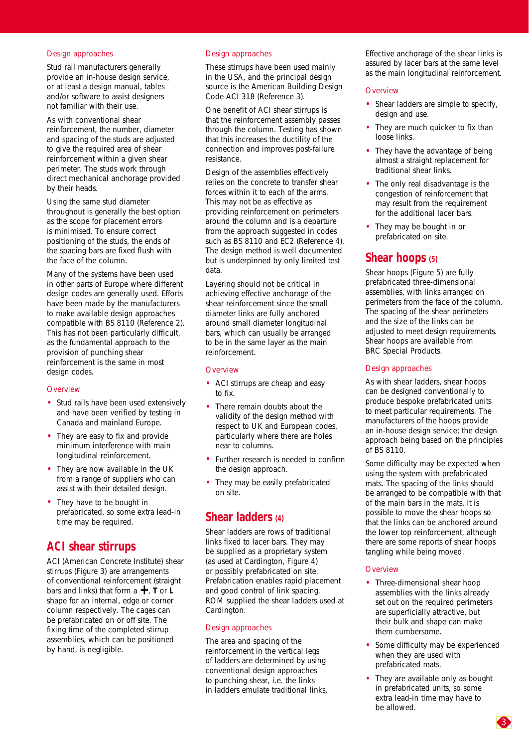### Design approaches

Stud rail manufacturers generally provide an in-house design service, or at least a design manual, tables and/or software to assist designers not familiar with their use.

As with conventional shear reinforcement, the number, diameter and spacing of the studs are adjusted to give the required area of shear reinforcement within a given shear perimeter. The studs work through direct mechanical anchorage provided by their heads.

Using the same stud diameter throughout is generally the best option as the scope for placement errors is minimised. To ensure correct positioning of the studs, the ends of the spacing bars are fixed flush with the face of the column.

Many of the systems have been used in other parts of Europe where different design codes are generally used. Efforts have been made by the manufacturers to make available design approaches compatible with BS 8110 (Reference 2). This has not been particularly difficult, as the fundamental approach to the provision of punching shear reinforcement is the same in most design codes.

### Overview

- Stud rails have been used extensively and have been verified by testing in Canada and mainland Europe.
- They are easy to fix and provide minimum interference with main longitudinal reinforcement.
- They are now available in the UK from a range of suppliers who can assist with their detailed design.
- They have to be bought in prefabricated, so some extra lead-in time may be required.

## ACI shear stirrups

ACI (American Concrete Institute) shear stirrups (Figure 3) are arrangements of conventional reinforcement (straight bars and links) that form a **+**, **T** or **L** shape for an internal, edge or corner column respectively. The cages can be prefabricated on or off site. The fixing time of the completed stirrup assemblies, which can be positioned by hand, is negligible.

### Design approaches

These stirrups have been used mainly in the USA, and the principal design source is the American Building Design Code ACI 318 (Reference 3).

One benefit of ACI shear stirrups is that the reinforcement assembly passes through the column. Testing has shown that this increases the ductility of the connection and improves post-failure resistance.

Design of the assemblies effectively relies on the concrete to transfer shear forces within it to each of the arms. This may not be as effective as providing reinforcement on perimeters around the column and is a departure from the approach suggested in codes such as BS 8110 and EC2 (Reference 4). The design method is well documented but is underpinned by only limited test data.

Layering should not be critical in achieving effective anchorage of the shear reinforcement since the small diameter links are fully anchored around small diameter longitudinal bars, which can usually be arranged to be in the same layer as the main reinforcement.

### Overview

- ACI stirrups are cheap and easy to fix.
- There remain doubts about the validity of the design method with respect to UK and European codes, particularly where there are holes near to columns.
- Further research is needed to confirm the design approach.
- They may be easily prefabricated on site.

## Shear ladders (4)

Shear ladders are rows of traditional links fixed to lacer bars. They may be supplied as a proprietary system (as used at Cardington, Figure 4) or possibly prefabricated on site. Prefabrication enables rapid placement and good control of link spacing. ROM supplied the shear ladders used at Cardington.

### Design approaches

The area and spacing of the reinforcement in the vertical legs of ladders are determined by using conventional design approaches to punching shear, i.e. the links in ladders emulate traditional links.

Effective anchorage of the shear links is assured by lacer bars at the same level as the main longitudinal reinforcement.

### Overview

- Shear ladders are simple to specify, design and use.
- They are much quicker to fix than loose links.
- They have the advantage of being almost a straight replacement for traditional shear links.
- The only real disadvantage is the congestion of reinforcement that may result from the requirement for the additional lacer bars.
- They may be bought in or prefabricated on site.

## Shear hoops (5)

Shear hoops (Figure 5) are fully prefabricated three-dimensional assemblies, with links arranged on perimeters from the face of the column. The spacing of the shear perimeters and the size of the links can be adjusted to meet design requirements. Shear hoops are available from BRC Special Products.

### Design approaches

As with shear ladders, shear hoops can be designed conventionally to produce bespoke prefabricated units to meet particular requirements. The manufacturers of the hoops provide an in-house design service; the design approach being based on the principles of BS 8110.

Some difficulty may be expected when using the system with prefabricated mats. The spacing of the links should be arranged to be compatible with that of the main bars in the mats. It is possible to move the shear hoops so that the links can be anchored around the lower top reinforcement, although there are some reports of shear hoops tangling while being moved.

### Overview

- Three-dimensional shear hoop assemblies with the links already set out on the required perimeters are superficially attractive, but their bulk and shape can make them cumbersome.
- Some difficulty may be experienced when they are used with prefabricated mats.
- They are available only as bought in prefabricated units, so some extra lead-in time may have to be allowed.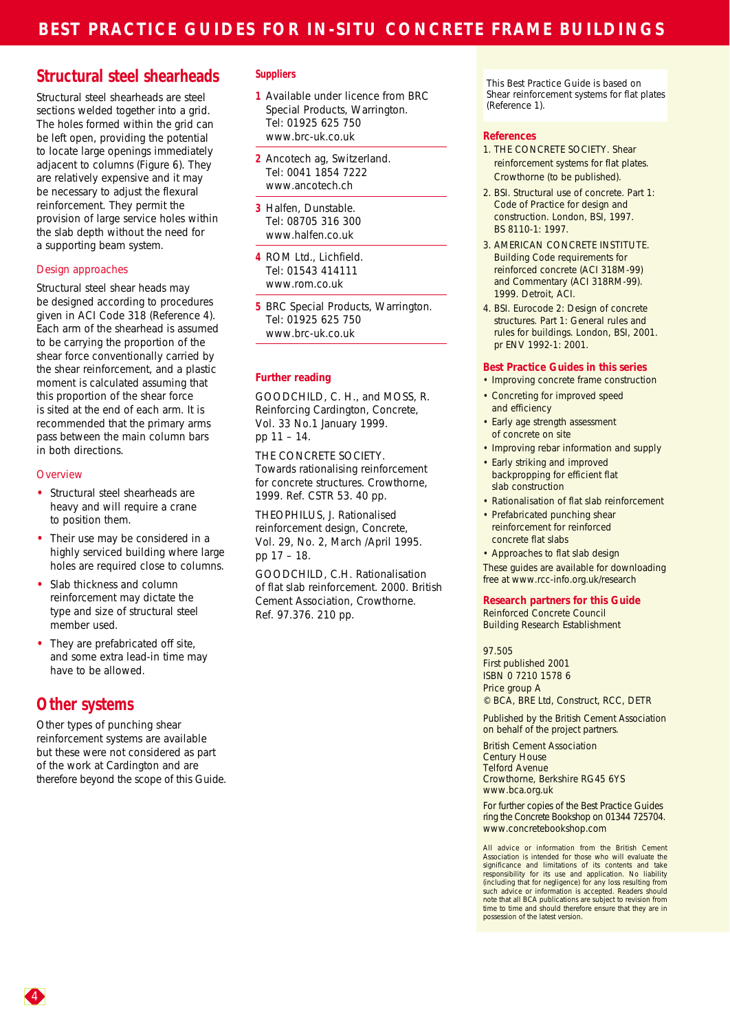## Structural steel shearheads

Structural steel shearheads are steel sections welded together into a grid. The holes formed within the grid can be left open, providing the potential to locate large openings immediately adjacent to columns (Figure 6). They are relatively expensive and it may be necessary to adjust the flexural reinforcement. They permit the provision of large service holes within the slab depth without the need for a supporting beam system.

### Design approaches

Structural steel shear heads may be designed according to procedures given in ACI Code 318 (Reference 4). Each arm of the shearhead is assumed to be carrying the proportion of the shear force conventionally carried by the shear reinforcement, and a plastic moment is calculated assuming that this proportion of the shear force is sited at the end of each arm. It is recommended that the primary arms pass between the main column bars in both directions.

### Overview

- Structural steel shearheads are heavy and will require a crane to position them.
- Their use may be considered in a highly serviced building where large holes are required close to columns.
- Slab thickness and column reinforcement may dictate the type and size of structural steel member used.
- They are prefabricated off site, and some extra lead-in time may have to be allowed.

## Other systems

Other types of punching shear reinforcement systems are available but these were not considered as part of the work at Cardington and are therefore beyond the scope of this Guide.

### Suppliers

1. Available under licence from BRC Special Products, Warrington. Tel: 01925 625 750 www.brc-uk.co.uk
2. Ancotech ag, Switzerland. Tel: 0041 1854 7222 www.ancotech.ch
3. Halfen, Dunstable. Tel: 08705 316 300 www.halfen.co.uk
4. ROM Ltd., Lichfield. Tel: 01543 414111 www.rom.co.uk
5. BRC Special Products, Warrington. Tel: 01925 625 750 www.brc-uk.co.uk

### Further reading

GOODCHILD, C. H., and MOSS, R. Reinforcing Cardington, Concrete, Vol. 33 No.1 January 1999. pp 11 – 14.

THE CONCRETE SOCIETY. Towards rationalising reinforcement for concrete structures. Crowthorne, 1999. Ref. CSTR 53. 40 pp.

THEOPHILUS, J. Rationalised reinforcement design, Concrete, Vol. 29, No. 2, March /April 1995. pp 17 – 18.

GOODCHILD, C.H. Rationalisation of flat slab reinforcement. 2000. British Cement Association, Crowthorne. Ref. 97.376. 210 pp.

This Best Practice Guide is based on Shear reinforcement systems for flat plates (Reference 1).

### References

1. THE CONCRETE SOCIETY. Shear reinforcement systems for flat plates. Crowthorne (to be published).
2. BSI. Structural use of concrete. Part 1: Code of Practice for design and construction. London, BSI, 1997. BS 8110-1: 1997.
3. AMERICAN CONCRETE INSTITUTE. Building Code requirements for reinforced concrete (ACI 318M-99) and Commentary (ACI 318RM-99). 1999. Detroit, ACI.
4. BSI. Eurocode 2: Design of concrete structures. Part 1: General rules and rules for buildings. London, BSI, 2001. pr ENV 1992-1: 2001.

### Best Practice Guides in this series

- Improving concrete frame construction
- Concreting for improved speed and efficiency
- Early age strength assessment of concrete on site
- Improving rebar information and supply
- Early striking and improved backpropping for efficient flat slab construction
- Rationalisation of flat slab reinforcement
- Prefabricated punching shear reinforcement for reinforced concrete flat slabs
- Approaches to flat slab design

These guides are available for downloading free at www.rcc-info.org.uk/research

### Research partners for this Guide

Reinforced Concrete Council
Building Research Establishment

97.505
First published 2001
ISBN 0 7210 1578 6
Price group A
© BCA, BRE Ltd, Construct, RCC, DETR

Published by the British Cement Association on behalf of the project partners.

British Cement Association
Century House
Telford Avenue
Crowthorne, Berkshire RG45 6YS
www.bca.org.uk

For further copies of the Best Practice Guides ring the Concrete Bookshop on 01344 725704. www.concretebookshop.com

All advice or information from the British Cement Association is intended for those who will evaluate the significance and limitations of its contents and take responsibility for its use and application. No liability (including that for negligence) for any loss resulting from such advice or information is accepted. Readers should note that all BCA publications are subject to revision from time to time and should therefore ensure that they are in possession of the latest version.